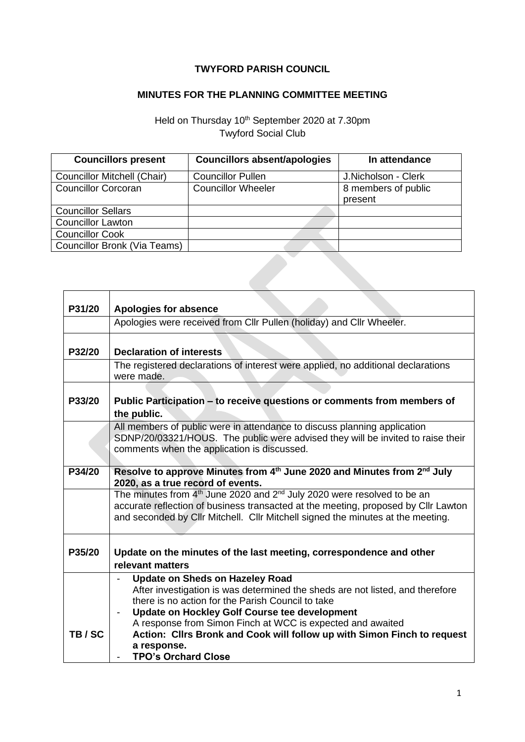**TWYFORD PARISH COUNCIL**

**MINUTES FOR THE PLANNING COMMITTEE MEETING**

Held on Thursday 10th September 2020 at 7.30pm
Twyford Social Club

| Councillors present | Councillors absent/apologies | In attendance |
|---|---|---|
| Councillor Mitchell (Chair) | Councillor Pullen | J.Nicholson - Clerk |
| Councillor Corcoran | Councillor Wheeler | 8 members of public present |
| Councillor Sellars | | |
| Councillor Lawton | | |
| Councillor Cook | | |
| Councillor Bronk (Via Teams) | | |

| | |
|---|---|
| P31/20 | **Apologies for absence** |
| | Apologies were received from Cllr Pullen (holiday) and Cllr Wheeler. |
| P32/20 | **Declaration of interests** |
| | The registered declarations of interest were applied, no additional declarations were made. |
| P33/20 | **Public Participation – to receive questions or comments from members of the public.** |
| | All members of public were in attendance to discuss planning application SDNP/20/03321/HOUS. The public were advised they will be invited to raise their comments when the application is discussed. |
| P34/20 | **Resolve to approve Minutes from 4th June 2020 and Minutes from 2nd July 2020, as a true record of events.** |
| | The minutes from 4th June 2020 and 2nd July 2020 were resolved to be an accurate reflection of business transacted at the meeting, proposed by Cllr Lawton and seconded by Cllr Mitchell. Cllr Mitchell signed the minutes at the meeting. |
| P35/20 | **Update on the minutes of the last meeting, correspondence and other relevant matters** |
| TB / SC | - **Update on Sheds on Hazeley Road**<br>After investigation is was determined the sheds are not listed, and therefore there is no action for the Parish Council to take<br>- **Update on Hockley Golf Course tee development**<br>A response from Simon Finch at WCC is expected and awaited<br>**Action: Cllrs Bronk and Cook will follow up with Simon Finch to request a response.**<br>- **TPO's Orchard Close** |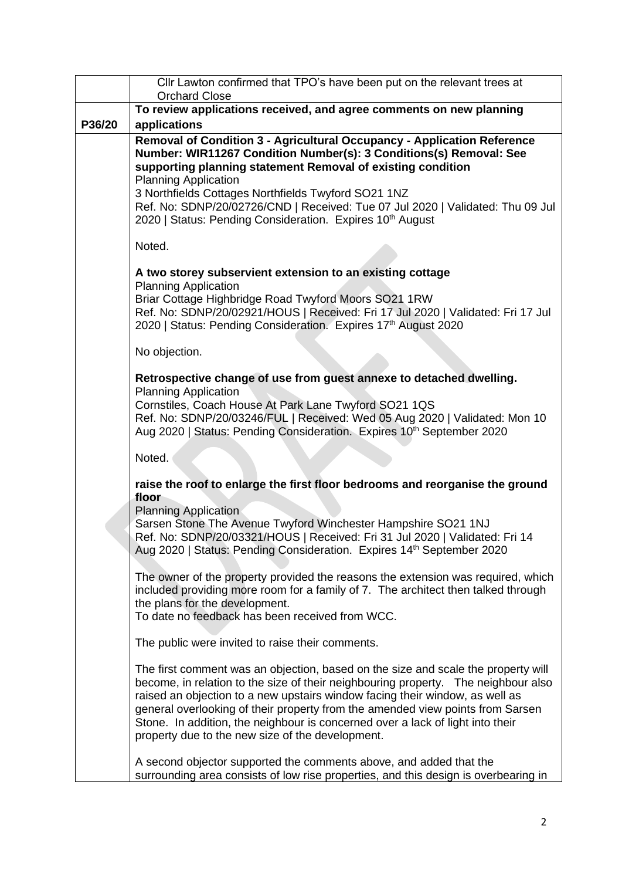| | |
|---|---|
| | Cllr Lawton confirmed that TPO's have been put on the relevant trees at Orchard Close |
| **P36/20** | **To review applications received, and agree comments on new planning applications** |
| | **Removal of Condition 3 - Agricultural Occupancy - Application Reference Number: WIR11267 Condition Number(s): 3 Conditions(s) Removal: See supporting planning statement Removal of existing condition**<br>Planning Application<br>3 Northfields Cottages Northfields Twyford SO21 1NZ<br>Ref. No: SDNP/20/02726/CND \| Received: Tue 07 Jul 2020 \| Validated: Thu 09 Jul 2020 \| Status: Pending Consideration. Expires 10th August<br><br>Noted.<br><br>**A two storey subservient extension to an existing cottage**<br>Planning Application<br>Briar Cottage Highbridge Road Twyford Moors SO21 1RW<br>Ref. No: SDNP/20/02921/HOUS \| Received: Fri 17 Jul 2020 \| Validated: Fri 17 Jul 2020 \| Status: Pending Consideration. Expires 17th August 2020<br><br>No objection.<br><br>**Retrospective change of use from guest annexe to detached dwelling.**<br>Planning Application<br>Cornstiles, Coach House At Park Lane Twyford SO21 1QS<br>Ref. No: SDNP/20/03246/FUL \| Received: Wed 05 Aug 2020 \| Validated: Mon 10 Aug 2020 \| Status: Pending Consideration. Expires 10th September 2020<br><br>Noted.<br><br>**raise the roof to enlarge the first floor bedrooms and reorganise the ground floor**<br>Planning Application<br>Sarsen Stone The Avenue Twyford Winchester Hampshire SO21 1NJ<br>Ref. No: SDNP/20/03321/HOUS \| Received: Fri 31 Jul 2020 \| Validated: Fri 14 Aug 2020 \| Status: Pending Consideration. Expires 14th September 2020<br><br>The owner of the property provided the reasons the extension was required, which included providing more room for a family of 7. The architect then talked through the plans for the development.<br>To date no feedback has been received from WCC.<br><br>The public were invited to raise their comments.<br><br>The first comment was an objection, based on the size and scale the property will become, in relation to the size of their neighbouring property. The neighbour also raised an objection to a new upstairs window facing their window, as well as general overlooking of their property from the amended view points from Sarsen Stone. In addition, the neighbour is concerned over a lack of light into their property due to the new size of the development.<br><br>A second objector supported the comments above, and added that the surrounding area consists of low rise properties, and this design is overbearing in |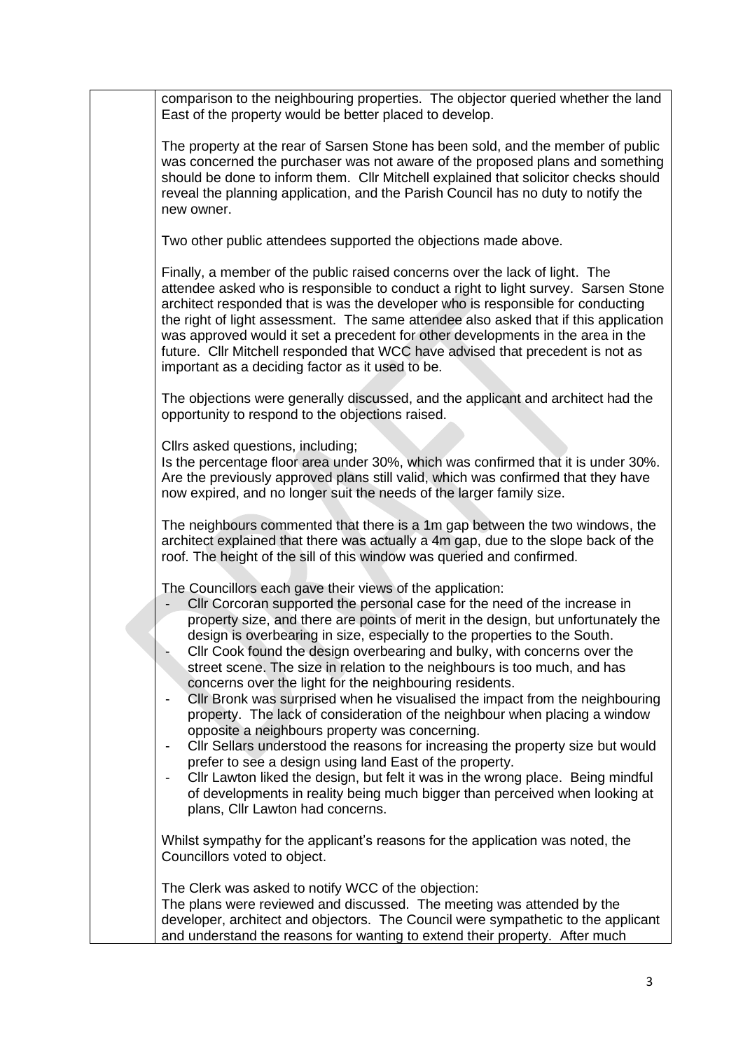comparison to the neighbouring properties. The objector queried whether the land East of the property would be better placed to develop.

The property at the rear of Sarsen Stone has been sold, and the member of public was concerned the purchaser was not aware of the proposed plans and something should be done to inform them. Cllr Mitchell explained that solicitor checks should reveal the planning application, and the Parish Council has no duty to notify the new owner.

Two other public attendees supported the objections made above.

Finally, a member of the public raised concerns over the lack of light. The attendee asked who is responsible to conduct a right to light survey. Sarsen Stone architect responded that is was the developer who is responsible for conducting the right of light assessment. The same attendee also asked that if this application was approved would it set a precedent for other developments in the area in the future. Cllr Mitchell responded that WCC have advised that precedent is not as important as a deciding factor as it used to be.

The objections were generally discussed, and the applicant and architect had the opportunity to respond to the objections raised.

Cllrs asked questions, including;
Is the percentage floor area under 30%, which was confirmed that it is under 30%. Are the previously approved plans still valid, which was confirmed that they have now expired, and no longer suit the needs of the larger family size.

The neighbours commented that there is a 1m gap between the two windows, the architect explained that there was actually a 4m gap, due to the slope back of the roof. The height of the sill of this window was queried and confirmed.

The Councillors each gave their views of the application:

- Cllr Corcoran supported the personal case for the need of the increase in property size, and there are points of merit in the design, but unfortunately the design is overbearing in size, especially to the properties to the South.
- Cllr Cook found the design overbearing and bulky, with concerns over the street scene. The size in relation to the neighbours is too much, and has concerns over the light for the neighbouring residents.
- Cllr Bronk was surprised when he visualised the impact from the neighbouring property. The lack of consideration of the neighbour when placing a window opposite a neighbours property was concerning.
- Cllr Sellars understood the reasons for increasing the property size but would prefer to see a design using land East of the property.
- Cllr Lawton liked the design, but felt it was in the wrong place. Being mindful of developments in reality being much bigger than perceived when looking at plans, Cllr Lawton had concerns.

Whilst sympathy for the applicant's reasons for the application was noted, the Councillors voted to object.

The Clerk was asked to notify WCC of the objection:
The plans were reviewed and discussed. The meeting was attended by the developer, architect and objectors. The Council were sympathetic to the applicant and understand the reasons for wanting to extend their property. After much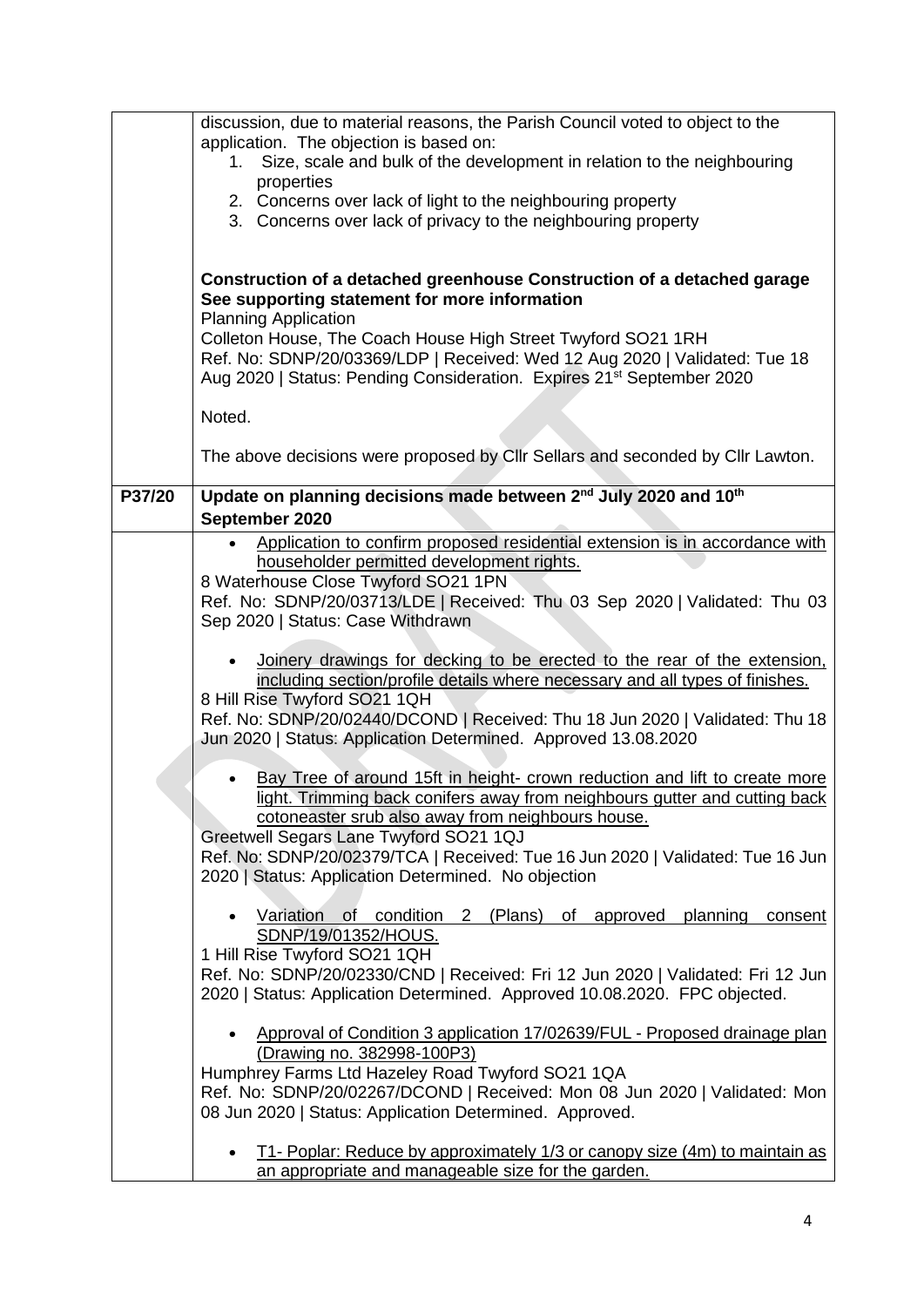| | |
|---|---|
| | discussion, due to material reasons, the Parish Council voted to object to the application. The objection is based on:<br>1. Size, scale and bulk of the development in relation to the neighbouring properties<br>2. Concerns over lack of light to the neighbouring property<br>3. Concerns over lack of privacy to the neighbouring property<br><br>**Construction of a detached greenhouse Construction of a detached garage See supporting statement for more information**<br>Planning Application<br>Colleton House, The Coach House High Street Twyford SO21 1RH<br>Ref. No: SDNP/20/03369/LDP \| Received: Wed 12 Aug 2020 \| Validated: Tue 18 Aug 2020 \| Status: Pending Consideration. Expires 21st September 2020<br><br>Noted.<br><br>The above decisions were proposed by Cllr Sellars and seconded by Cllr Lawton. |
| **P37/20** | **Update on planning decisions made between 2nd July 2020 and 10th September 2020** |
| | • Application to confirm proposed residential extension is in accordance with householder permitted development rights.<br>8 Waterhouse Close Twyford SO21 1PN<br>Ref. No: SDNP/20/03713/LDE \| Received: Thu 03 Sep 2020 \| Validated: Thu 03 Sep 2020 \| Status: Case Withdrawn<br><br>• Joinery drawings for decking to be erected to the rear of the extension, including section/profile details where necessary and all types of finishes.<br>8 Hill Rise Twyford SO21 1QH<br>Ref. No: SDNP/20/02440/DCOND \| Received: Thu 18 Jun 2020 \| Validated: Thu 18 Jun 2020 \| Status: Application Determined. Approved 13.08.2020<br><br>• Bay Tree of around 15ft in height- crown reduction and lift to create more light. Trimming back conifers away from neighbours gutter and cutting back cotoneaster srub also away from neighbours house.<br>Greetwell Segars Lane Twyford SO21 1QJ<br>Ref. No: SDNP/20/02379/TCA \| Received: Tue 16 Jun 2020 \| Validated: Tue 16 Jun 2020 \| Status: Application Determined. No objection<br><br>• Variation of condition 2 (Plans) of approved planning consent SDNP/19/01352/HOUS.<br>1 Hill Rise Twyford SO21 1QH<br>Ref. No: SDNP/20/02330/CND \| Received: Fri 12 Jun 2020 \| Validated: Fri 12 Jun 2020 \| Status: Application Determined. Approved 10.08.2020. FPC objected.<br><br>• Approval of Condition 3 application 17/02639/FUL - Proposed drainage plan (Drawing no. 382998-100P3)<br>Humphrey Farms Ltd Hazeley Road Twyford SO21 1QA<br>Ref. No: SDNP/20/02267/DCOND \| Received: Mon 08 Jun 2020 \| Validated: Mon 08 Jun 2020 \| Status: Application Determined. Approved.<br><br>• T1- Poplar: Reduce by approximately 1/3 or canopy size (4m) to maintain as an appropriate and manageable size for the garden. |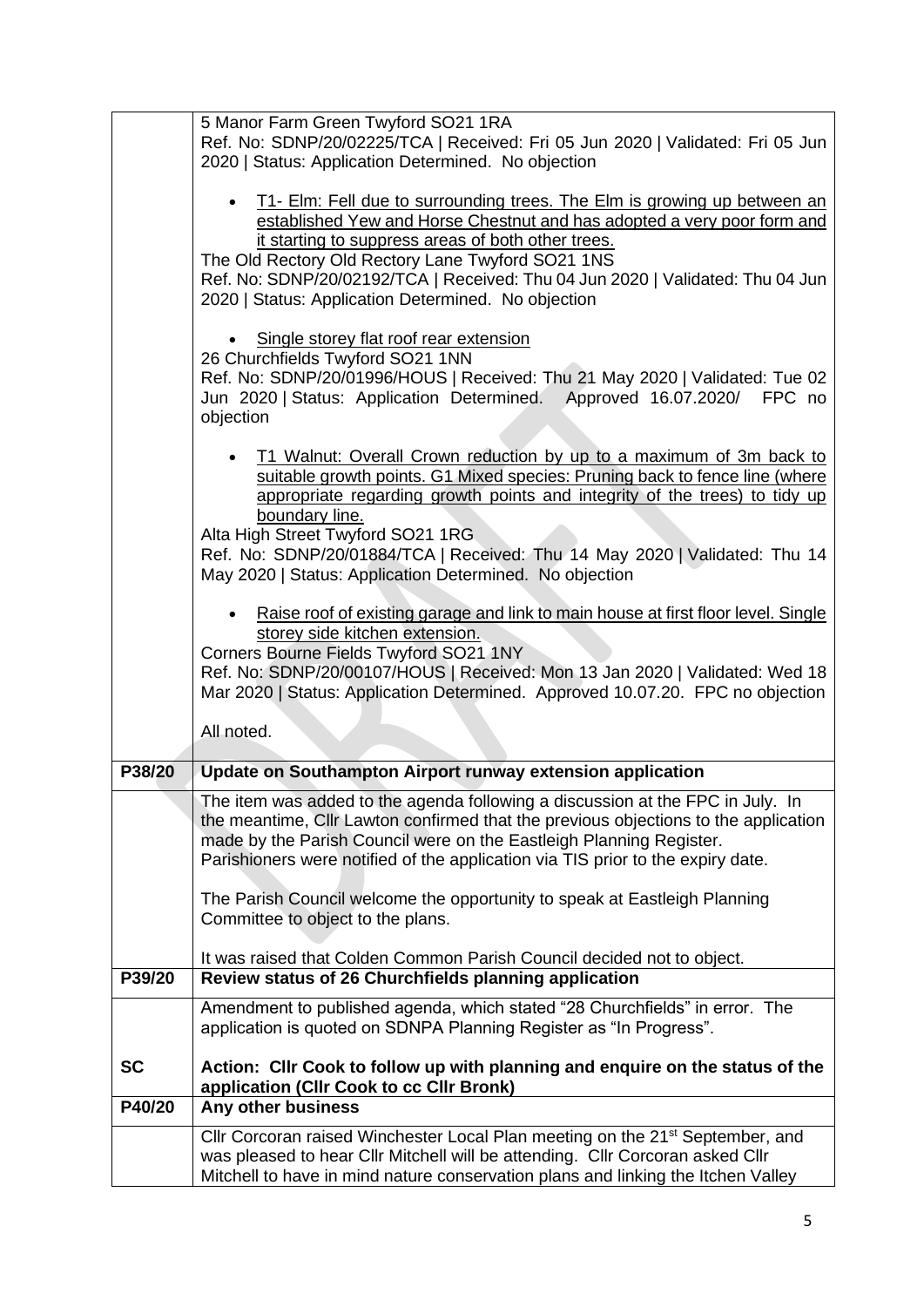| | |
|---|---|
| | 5 Manor Farm Green Twyford SO21 1RA<br>Ref. No: SDNP/20/02225/TCA \| Received: Fri 05 Jun 2020 \| Validated: Fri 05 Jun 2020 \| Status: Application Determined. No objection<br><br>• T1- Elm: Fell due to surrounding trees. The Elm is growing up between an established Yew and Horse Chestnut and has adopted a very poor form and it starting to suppress areas of both other trees.<br>The Old Rectory Old Rectory Lane Twyford SO21 1NS<br>Ref. No: SDNP/20/02192/TCA \| Received: Thu 04 Jun 2020 \| Validated: Thu 04 Jun 2020 \| Status: Application Determined. No objection<br><br>• Single storey flat roof rear extension<br>26 Churchfields Twyford SO21 1NN<br>Ref. No: SDNP/20/01996/HOUS \| Received: Thu 21 May 2020 \| Validated: Tue 02 Jun 2020 \| Status: Application Determined. Approved 16.07.2020/ FPC no objection<br><br>• T1 Walnut: Overall Crown reduction by up to a maximum of 3m back to suitable growth points. G1 Mixed species: Pruning back to fence line (where appropriate regarding growth points and integrity of the trees) to tidy up boundary line.<br>Alta High Street Twyford SO21 1RG<br>Ref. No: SDNP/20/01884/TCA \| Received: Thu 14 May 2020 \| Validated: Thu 14 May 2020 \| Status: Application Determined. No objection<br><br>• Raise roof of existing garage and link to main house at first floor level. Single storey side kitchen extension.<br>Corners Bourne Fields Twyford SO21 1NY<br>Ref. No: SDNP/20/00107/HOUS \| Received: Mon 13 Jan 2020 \| Validated: Wed 18 Mar 2020 \| Status: Application Determined. Approved 10.07.20. FPC no objection<br><br>All noted. |
| **P38/20** | **Update on Southampton Airport runway extension application** |
| | The item was added to the agenda following a discussion at the FPC in July. In the meantime, Cllr Lawton confirmed that the previous objections to the application made by the Parish Council were on the Eastleigh Planning Register.<br>Parishioners were notified of the application via TIS prior to the expiry date.<br><br>The Parish Council welcome the opportunity to speak at Eastleigh Planning Committee to object to the plans.<br><br>It was raised that Colden Common Parish Council decided not to object. |
| **P39/20** | **Review status of 26 Churchfields planning application** |
| | Amendment to published agenda, which stated "28 Churchfields" in error. The application is quoted on SDNPA Planning Register as "In Progress". |
| **SC** | **Action: Cllr Cook to follow up with planning and enquire on the status of the application (Cllr Cook to cc Cllr Bronk)** |
| **P40/20** | **Any other business** |
| | Cllr Corcoran raised Winchester Local Plan meeting on the 21st September, and was pleased to hear Cllr Mitchell will be attending. Cllr Corcoran asked Cllr Mitchell to have in mind nature conservation plans and linking the Itchen Valley |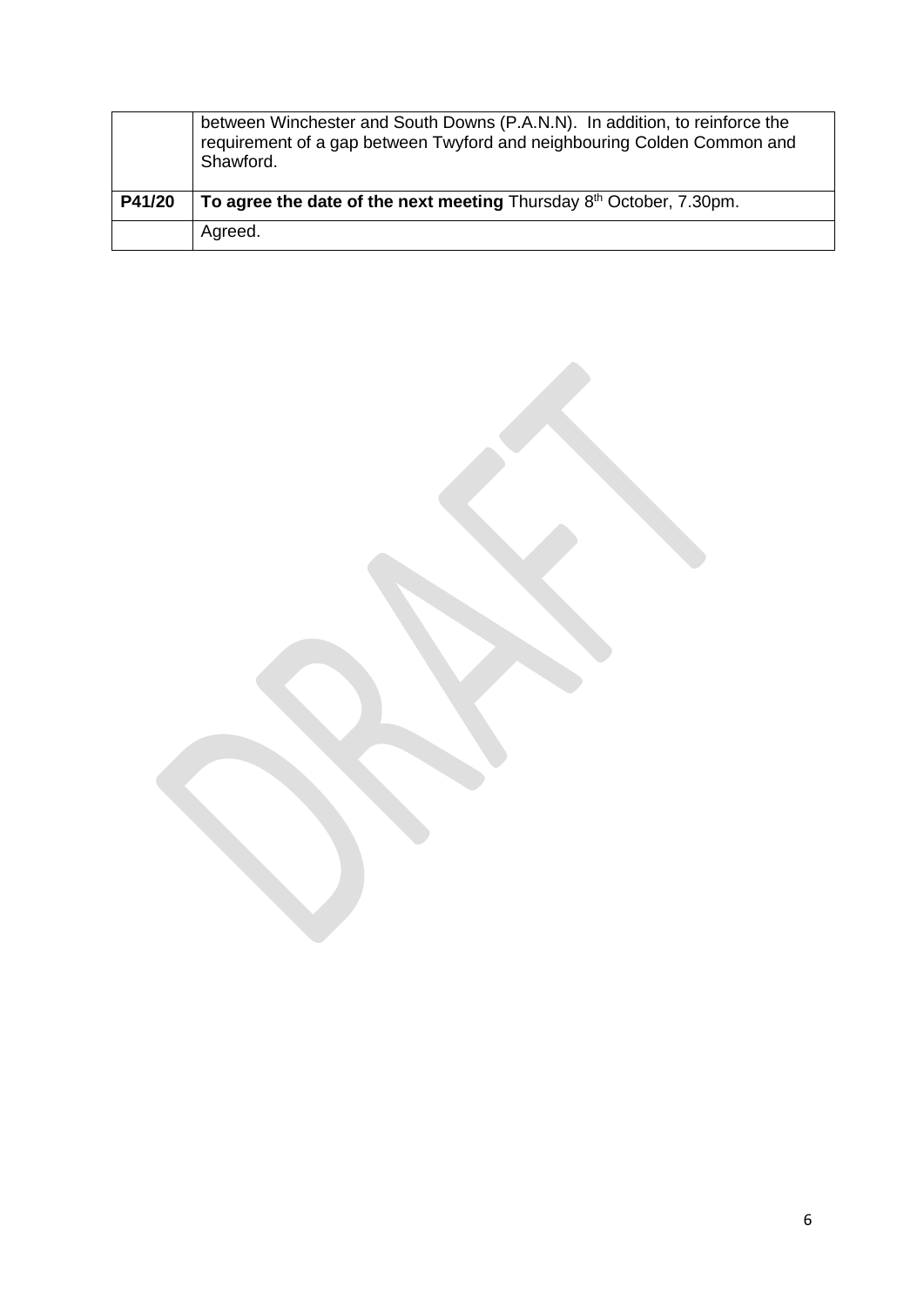| | |
|---|---|
| | between Winchester and South Downs (P.A.N.N). In addition, to reinforce the requirement of a gap between Twyford and neighbouring Colden Common and Shawford. |
| **P41/20** | **To agree the date of the next meeting** Thursday 8th October, 7.30pm. |
| | Agreed. |

DRAFT